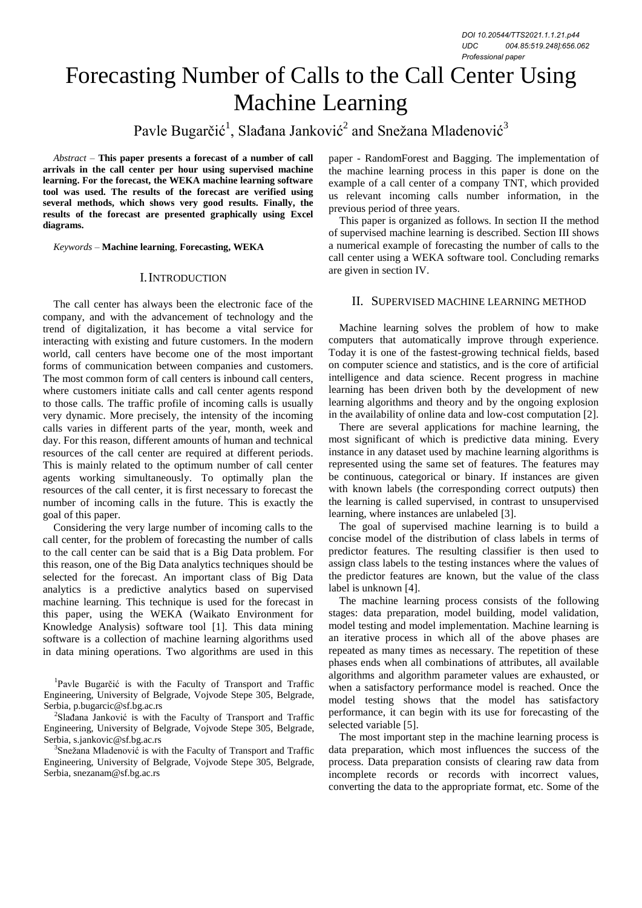DOI 10.20544/TTS2021.1.1.21.p44
UDC 004.85:519.248]:656.062
Professional paper

# Forecasting Number of Calls to the Call Center Using Machine Learning

Pavle Bugarčić[1], Slađana Janković[2] and Snežana Mladenović[3]

*Abstract* – **This paper presents a forecast of a number of call arrivals in the call center per hour using supervised machine learning. For the forecast, the WEKA machine learning software tool was used. The results of the forecast are verified using several methods, which shows very good results. Finally, the results of the forecast are presented graphically using Excel diagrams.**

*Keywords* – **Machine learning**, **Forecasting, WEKA**

## I. Introduction

The call center has always been the electronic face of the company, and with the advancement of technology and the trend of digitalization, it has become a vital service for interacting with existing and future customers. In the modern world, call centers have become one of the most important forms of communication between companies and customers. The most common form of call centers is inbound call centers, where customers initiate calls and call center agents respond to those calls. The traffic profile of incoming calls is usually very dynamic. More precisely, the intensity of the incoming calls varies in different parts of the year, month, week and day. For this reason, different amounts of human and technical resources of the call center are required at different periods. This is mainly related to the optimum number of call center agents working simultaneously. To optimally plan the resources of the call center, it is first necessary to forecast the number of incoming calls in the future. This is exactly the goal of this paper.

Considering the very large number of incoming calls to the call center, for the problem of forecasting the number of calls to the call center can be said that is a Big Data problem. For this reason, one of the Big Data analytics techniques should be selected for the forecast. An important class of Big Data analytics is a predictive analytics based on supervised machine learning. This technique is used for the forecast in this paper, using the WEKA (Waikato Environment for Knowledge Analysis) software tool [1]. This data mining software is a collection of machine learning algorithms used in data mining operations. Two algorithms are used in this paper - RandomForest and Bagging. The implementation of the machine learning process in this paper is done on the example of a call center of a company TNT, which provided us relevant incoming calls number information, in the previous period of three years.

This paper is organized as follows. In section II the method of supervised machine learning is described. Section III shows a numerical example of forecasting the number of calls to the call center using a WEKA software tool. Concluding remarks are given in section IV.

## II. Supervised Machine Learning Method

Machine learning solves the problem of how to make computers that automatically improve through experience. Today it is one of the fastest-growing technical fields, based on computer science and statistics, and is the core of artificial intelligence and data science. Recent progress in machine learning has been driven both by the development of new learning algorithms and theory and by the ongoing explosion in the availability of online data and low-cost computation [2].

There are several applications for machine learning, the most significant of which is predictive data mining. Every instance in any dataset used by machine learning algorithms is represented using the same set of features. The features may be continuous, categorical or binary. If instances are given with known labels (the corresponding correct outputs) then the learning is called supervised, in contrast to unsupervised learning, where instances are unlabeled [3].

The goal of supervised machine learning is to build a concise model of the distribution of class labels in terms of predictor features. The resulting classifier is then used to assign class labels to the testing instances where the values of the predictor features are known, but the value of the class label is unknown [4].

The machine learning process consists of the following stages: data preparation, model building, model validation, model testing and model implementation. Machine learning is an iterative process in which all of the above phases are repeated as many times as necessary. The repetition of these phases ends when all combinations of attributes, all available algorithms and algorithm parameter values are exhausted, or when a satisfactory performance model is reached. Once the model testing shows that the model has satisfactory performance, it can begin with its use for forecasting of the selected variable [5].

The most important step in the machine learning process is data preparation, which most influences the success of the process. Data preparation consists of clearing raw data from incomplete records or records with incorrect values, converting the data to the appropriate format, etc. Some of the

[1]Pavle Bugarčić is with the Faculty of Transport and Traffic Engineering, University of Belgrade, Vojvode Stepe 305, Belgrade, Serbia, p.bugarcic@sf.bg.ac.rs

[2]Slađana Janković is with the Faculty of Transport and Traffic Engineering, University of Belgrade, Vojvode Stepe 305, Belgrade, Serbia, s.jankovic@sf.bg.ac.rs

[3]Snežana Mladenović is with the Faculty of Transport and Traffic Engineering, University of Belgrade, Vojvode Stepe 305, Belgrade, Serbia, snezanam@sf.bg.ac.rs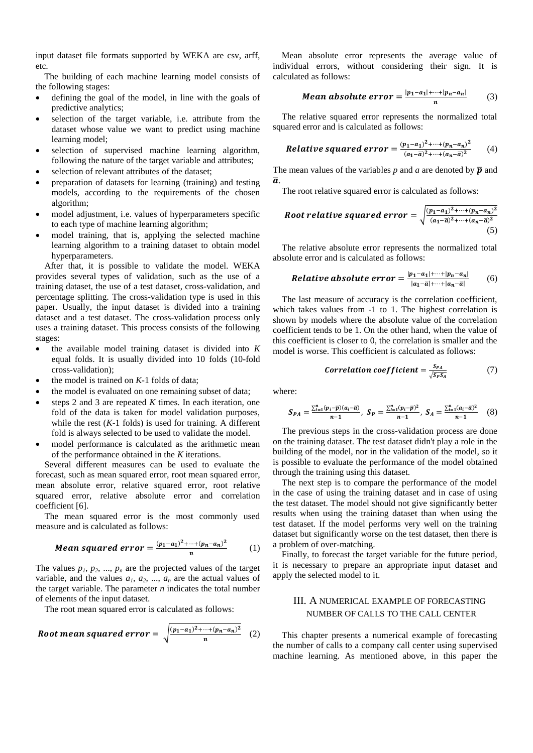input dataset file formats supported by WEKA are csv, arff, etc.

The building of each machine learning model consists of the following stages:

- defining the goal of the model, in line with the goals of predictive analytics;
- selection of the target variable, i.e. attribute from the dataset whose value we want to predict using machine learning model;
- selection of supervised machine learning algorithm, following the nature of the target variable and attributes;
- selection of relevant attributes of the dataset;
- preparation of datasets for learning (training) and testing models, according to the requirements of the chosen algorithm;
- model adjustment, i.e. values of hyperparameters specific to each type of machine learning algorithm;
- model training, that is, applying the selected machine learning algorithm to a training dataset to obtain model hyperparameters.

After that, it is possible to validate the model. WEKA provides several types of validation, such as the use of a training dataset, the use of a test dataset, cross-validation, and percentage splitting. The cross-validation type is used in this paper. Usually, the input dataset is divided into a training dataset and a test dataset. The cross-validation process only uses a training dataset. This process consists of the following stages:

- the available model training dataset is divided into $K$ equal folds. It is usually divided into 10 folds (10-fold cross-validation);
- the model is trained on $K$-1 folds of data;
- the model is evaluated on one remaining subset of data;
- steps 2 and 3 are repeated $K$ times. In each iteration, one fold of the data is taken for model validation purposes, while the rest ($K$-1 folds) is used for training. A different fold is always selected to be used to validate the model.
- model performance is calculated as the arithmetic mean of the performance obtained in the $K$ iterations.

Several different measures can be used to evaluate the forecast, such as mean squared error, root mean squared error, mean absolute error, relative squared error, root relative squared error, relative absolute error and correlation coefficient [6].

The mean squared error is the most commonly used measure and is calculated as follows:

$$\textbf{Mean squared error} = \frac{(p_1-a_1)^2+\cdots+(p_n-a_n)^2}{n} \qquad (1)$$

The values $p_1$, $p_2$, ..., $p_n$ are the projected values of the target variable, and the values $a_1$, $a_2$, ..., $a_n$ are the actual values of the target variable. The parameter $n$ indicates the total number of elements of the input dataset.

The root mean squared error is calculated as follows:

$$\textbf{Root mean squared error} = \sqrt{\frac{(p_1-a_1)^2+\cdots+(p_n-a_n)^2}{n}} \qquad (2)$$

Mean absolute error represents the average value of individual errors, without considering their sign. It is calculated as follows:

$$\textbf{Mean absolute error} = \frac{|p_1-a_1|+\cdots+|p_n-a_n|}{n} \qquad (3)$$

The relative squared error represents the normalized total squared error and is calculated as follows:

$$\textbf{Relative squared error} = \frac{(p_1-a_1)^2+\cdots+(p_n-a_n)^2}{(a_1-\bar{a})^2+\cdots+(a_n-\bar{a})^2} \qquad (4)$$

The mean values of the variables $p$ and $a$ are denoted by $\bar{p}$ and $\bar{a}$.

The root relative squared error is calculated as follows:

$$\textbf{Root relative squared error} = \sqrt{\frac{(p_1-a_1)^2+\cdots+(p_n-a_n)^2}{(a_1-\bar{a})^2+\cdots+(a_n-\bar{a})^2}} \qquad (5)$$

The relative absolute error represents the normalized total absolute error and is calculated as follows:

$$\textbf{Relative absolute error} = \frac{|p_1-a_1|+\cdots+|p_n-a_n|}{|a_1-\bar{a}|+\cdots+|a_n-\bar{a}|} \qquad (6)$$

The last measure of accuracy is the correlation coefficient, which takes values from -1 to 1. The highest correlation is shown by models where the absolute value of the correlation coefficient tends to be 1. On the other hand, when the value of this coefficient is closer to 0, the correlation is smaller and the model is worse. This coefficient is calculated as follows:

$$\textbf{Correlation coefficient} = \frac{S_{PA}}{\sqrt{S_P S_A}} \qquad (7)$$

where:

$$S_{PA} = \frac{\sum_{i=1}^{n}(p_i-\bar{p})(a_i-\bar{a})}{n-1},\ S_P = \frac{\sum_{i=1}^{n}(p_i-\bar{p})^2}{n-1},\ S_A = \frac{\sum_{i=1}^{n}(a_i-\bar{a})^2}{n-1} \qquad (8)$$

The previous steps in the cross-validation process are done on the training dataset. The test dataset didn't play a role in the building of the model, nor in the validation of the model, so it is possible to evaluate the performance of the model obtained through the training using this dataset.

The next step is to compare the performance of the model in the case of using the training dataset and in case of using the test dataset. The model should not give significantly better results when using the training dataset than when using the test dataset. If the model performs very well on the training dataset but significantly worse on the test dataset, then there is a problem of over-matching.

Finally, to forecast the target variable for the future period, it is necessary to prepare an appropriate input dataset and apply the selected model to it.

## III. A NUMERICAL EXAMPLE OF FORECASTING NUMBER OF CALLS TO THE CALL CENTER

This chapter presents a numerical example of forecasting the number of calls to a company call center using supervised machine learning. As mentioned above, in this paper the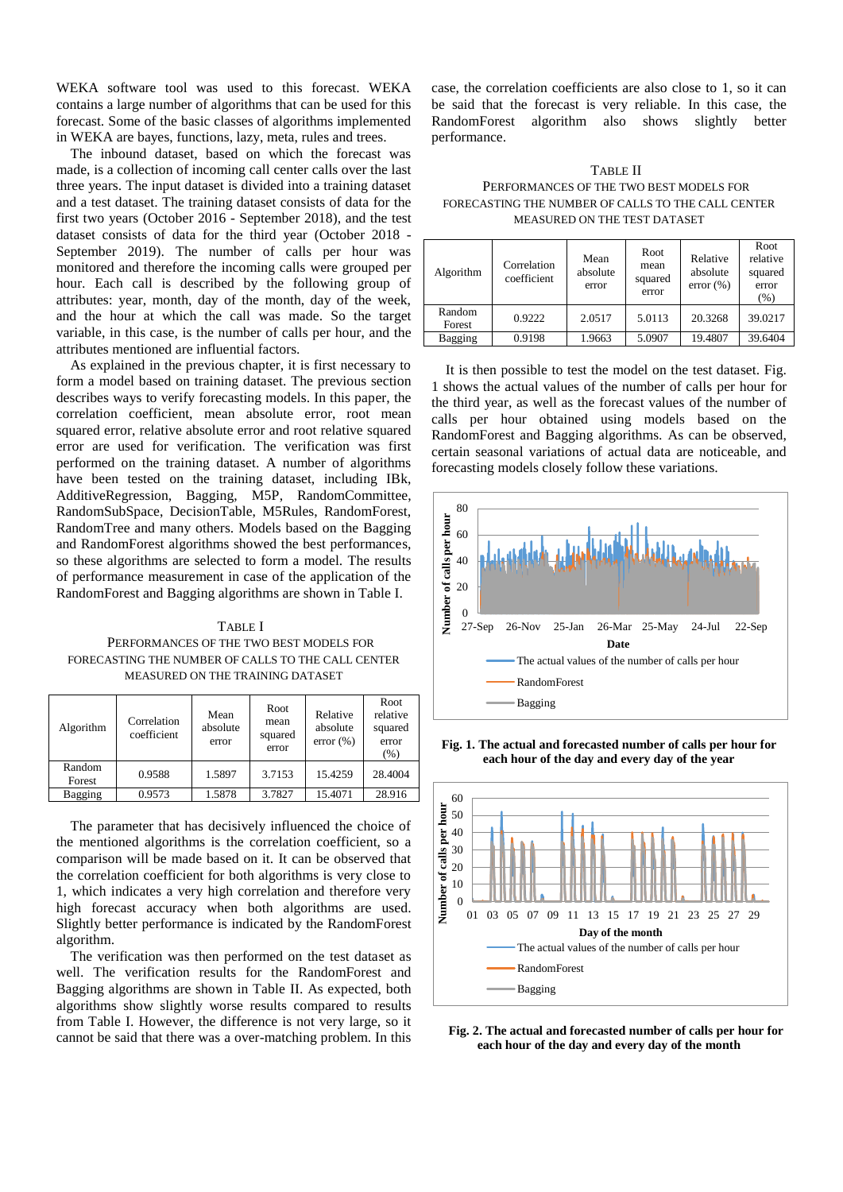WEKA software tool was used to this forecast. WEKA contains a large number of algorithms that can be used for this forecast. Some of the basic classes of algorithms implemented in WEKA are bayes, functions, lazy, meta, rules and trees.

The inbound dataset, based on which the forecast was made, is a collection of incoming call center calls over the last three years. The input dataset is divided into a training dataset and a test dataset. The training dataset consists of data for the first two years (October 2016 - September 2018), and the test dataset consists of data for the third year (October 2018 - September 2019). The number of calls per hour was monitored and therefore the incoming calls were grouped per hour. Each call is described by the following group of attributes: year, month, day of the month, day of the week, and the hour at which the call was made. So the target variable, in this case, is the number of calls per hour, and the attributes mentioned are influential factors.

As explained in the previous chapter, it is first necessary to form a model based on training dataset. The previous section describes ways to verify forecasting models. In this paper, the correlation coefficient, mean absolute error, root mean squared error, relative absolute error and root relative squared error are used for verification. The verification was first performed on the training dataset. A number of algorithms have been tested on the training dataset, including IBk, AdditiveRegression, Bagging, M5P, RandomCommittee, RandomSubSpace, DecisionTable, M5Rules, RandomForest, RandomTree and many others. Models based on the Bagging and RandomForest algorithms showed the best performances, so these algorithms are selected to form a model. The results of performance measurement in case of the application of the RandomForest and Bagging algorithms are shown in Table I.

TABLE I
PERFORMANCES OF THE TWO BEST MODELS FOR FORECASTING THE NUMBER OF CALLS TO THE CALL CENTER MEASURED ON THE TRAINING DATASET

| Algorithm | Correlation coefficient | Mean absolute error | Root mean squared error | Relative absolute error (%) | Root relative squared error (%) |
|---|---|---|---|---|---|
| Random Forest | 0.9588 | 1.5897 | 3.7153 | 15.4259 | 28.4004 |
| Bagging | 0.9573 | 1.5878 | 3.7827 | 15.4071 | 28.916 |

The parameter that has decisively influenced the choice of the mentioned algorithms is the correlation coefficient, so a comparison will be made based on it. It can be observed that the correlation coefficient for both algorithms is very close to 1, which indicates a very high correlation and therefore very high forecast accuracy when both algorithms are used. Slightly better performance is indicated by the RandomForest algorithm.

The verification was then performed on the test dataset as well. The verification results for the RandomForest and Bagging algorithms are shown in Table II. As expected, both algorithms show slightly worse results compared to results from Table I. However, the difference is not very large, so it cannot be said that there was a over-matching problem. In this case, the correlation coefficients are also close to 1, so it can be said that the forecast is very reliable. In this case, the RandomForest algorithm also shows slightly better performance.

TABLE II
PERFORMANCES OF THE TWO BEST MODELS FOR FORECASTING THE NUMBER OF CALLS TO THE CALL CENTER MEASURED ON THE TEST DATASET

| Algorithm | Correlation coefficient | Mean absolute error | Root mean squared error | Relative absolute error (%) | Root relative squared error (%) |
|---|---|---|---|---|---|
| Random Forest | 0.9222 | 2.0517 | 5.0113 | 20.3268 | 39.0217 |
| Bagging | 0.9198 | 1.9663 | 5.0907 | 19.4807 | 39.6404 |

It is then possible to test the model on the test dataset. Fig. 1 shows the actual values of the number of calls per hour for the third year, as well as the forecast values of the number of calls per hour obtained using models based on the RandomForest and Bagging algorithms. As can be observed, certain seasonal variations of actual data are noticeable, and forecasting models closely follow these variations.

**Fig. 1. The actual and forecasted number of calls per hour for each hour of the day and every day of the year**

**Fig. 2. The actual and forecasted number of calls per hour for each hour of the day and every day of the month**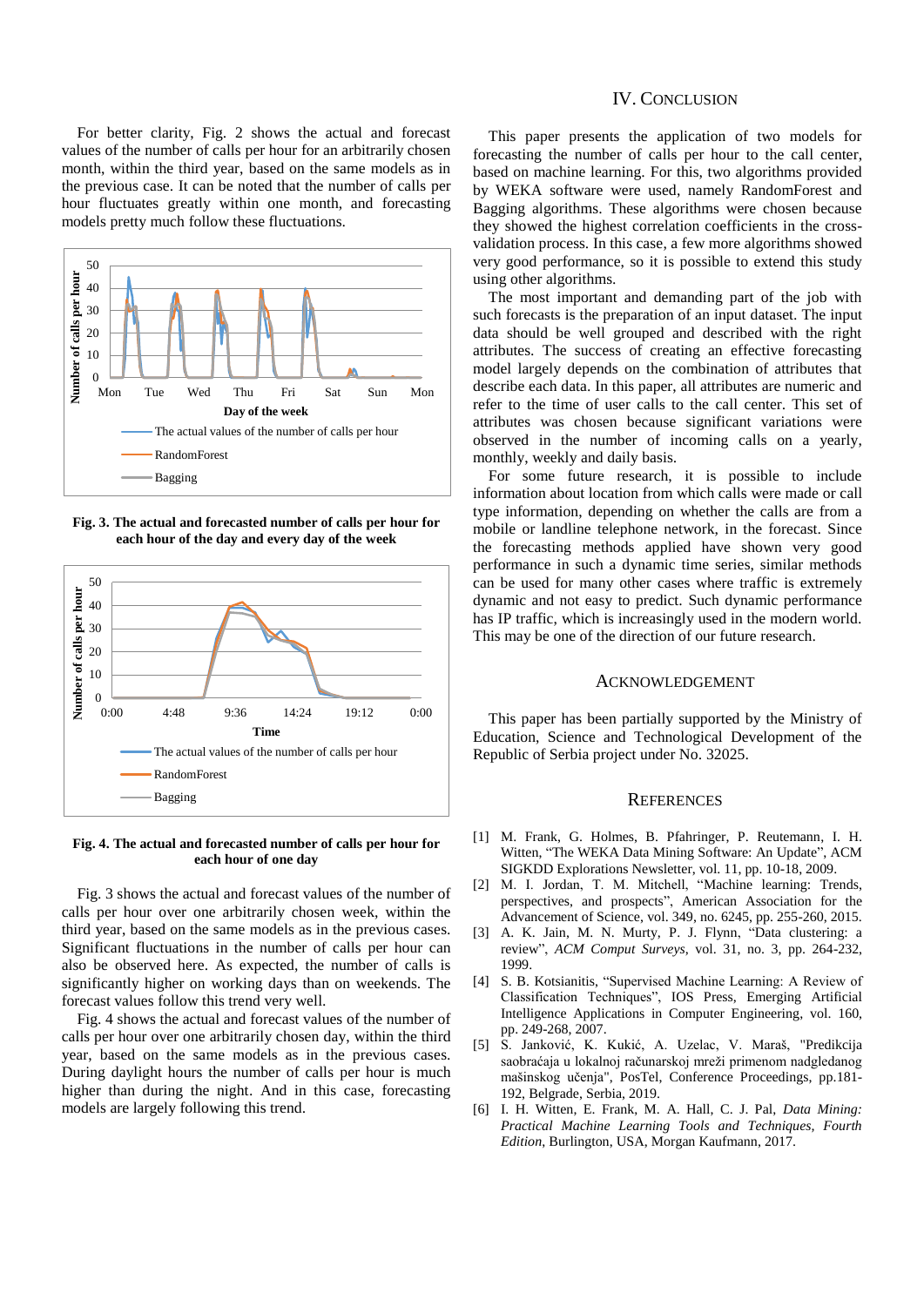For better clarity, Fig. 2 shows the actual and forecast values of the number of calls per hour for an arbitrarily chosen month, within the third year, based on the same models as in the previous case. It can be noted that the number of calls per hour fluctuates greatly within one month, and forecasting models pretty much follow these fluctuations.

Number of calls per hour

50
40
30
20
10
0

Mon Tue Wed Thu Fri Sat Sun Mon

Day of the week

The actual values of the number of calls per hour
RandomForest
Bagging

**Fig. 3. The actual and forecasted number of calls per hour for each hour of the day and every day of the week**

Number of calls per hour

50
40
30
20
10
0

0:00 4:48 9:36 14:24 19:12 0:00

Time

The actual values of the number of calls per hour
RandomForest
Bagging

**Fig. 4. The actual and forecasted number of calls per hour for each hour of one day**

Fig. 3 shows the actual and forecast values of the number of calls per hour over one arbitrarily chosen week, within the third year, based on the same models as in the previous cases. Significant fluctuations in the number of calls per hour can also be observed here. As expected, the number of calls is significantly higher on working days than on weekends. The forecast values follow this trend very well.

Fig. 4 shows the actual and forecast values of the number of calls per hour over one arbitrarily chosen day, within the third year, based on the same models as in the previous cases. During daylight hours the number of calls per hour is much higher than during the night. And in this case, forecasting models are largely following this trend.

## IV. Conclusion

This paper presents the application of two models for forecasting the number of calls per hour to the call center, based on machine learning. For this, two algorithms provided by WEKA software were used, namely RandomForest and Bagging algorithms. These algorithms were chosen because they showed the highest correlation coefficients in the cross-validation process. In this case, a few more algorithms showed very good performance, so it is possible to extend this study using other algorithms.

The most important and demanding part of the job with such forecasts is the preparation of an input dataset. The input data should be well grouped and described with the right attributes. The success of creating an effective forecasting model largely depends on the combination of attributes that describe each data. In this paper, all attributes are numeric and refer to the time of user calls to the call center. This set of attributes was chosen because significant variations were observed in the number of incoming calls on a yearly, monthly, weekly and daily basis.

For some future research, it is possible to include information about location from which calls were made or call type information, depending on whether the calls are from a mobile or landline telephone network, in the forecast. Since the forecasting methods applied have shown very good performance in such a dynamic time series, similar methods can be used for many other cases where traffic is extremely dynamic and not easy to predict. Such dynamic performance has IP traffic, which is increasingly used in the modern world. This may be one of the direction of our future research.

## Acknowledgement

This paper has been partially supported by the Ministry of Education, Science and Technological Development of the Republic of Serbia project under No. 32025.

## References

[1] M. Frank, G. Holmes, B. Pfahringer, P. Reutemann, I. H. Witten, “The WEKA Data Mining Software: An Update”, ACM SIGKDD Explorations Newsletter, vol. 11, pp. 10-18, 2009.

[2] M. I. Jordan, T. M. Mitchell, “Machine learning: Trends, perspectives, and prospects”, American Association for the Advancement of Science, vol. 349, no. 6245, pp. 255-260, 2015.

[3] A. K. Jain, M. N. Murty, P. J. Flynn, “Data clustering: a review”, *ACM Comput Surveys*, vol. 31, no. 3, pp. 264-232, 1999.

[4] S. B. Kotsianitis, “Supervised Machine Learning: A Review of Classification Techniques”, IOS Press, Emerging Artificial Intelligence Applications in Computer Engineering, vol. 160, pp. 249-268, 2007.

[5] S. Janković, K. Kukić, A. Uzelac, V. Maraš, "Predikcija saobraćaja u lokalnoj računarskoj mreži primenom nadgledanog mašinskog učenja", PosTel, Conference Proceedings, pp.181-192, Belgrade, Serbia, 2019.

[6] I. H. Witten, E. Frank, M. A. Hall, C. J. Pal, *Data Mining: Practical Machine Learning Tools and Techniques, Fourth Edition*, Burlington, USA, Morgan Kaufmann, 2017.